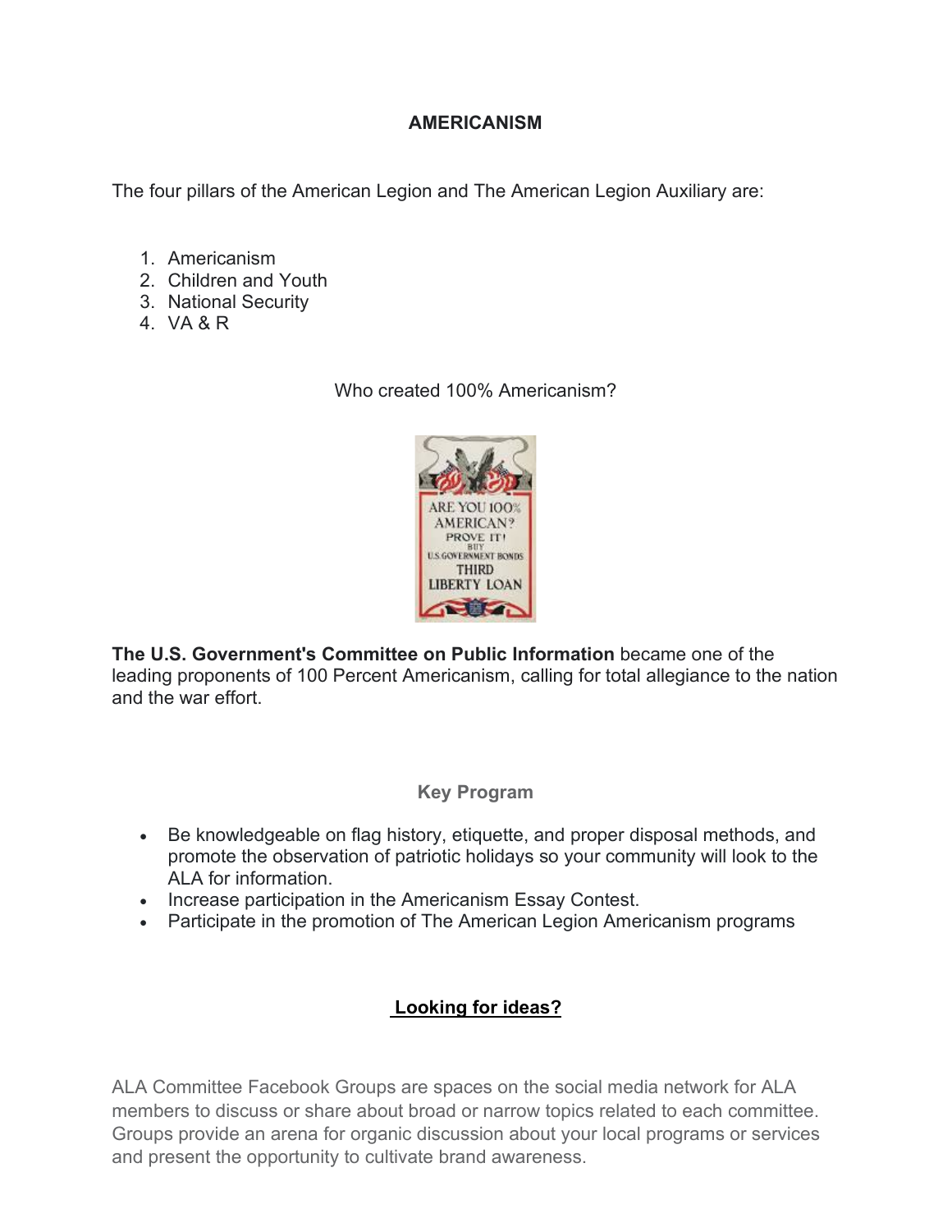# AMERICANISM

The four pillars of the American Legion and The American Legion Auxiliary are:

1. Americanism
2. Children and Youth
3. National Security
4. VA & R

Who created 100% Americanism?

**The U.S. Government's Committee on Public Information** became one of the leading proponents of 100 Percent Americanism, calling for total allegiance to the nation and the war effort.

## Key Program

- Be knowledgeable on flag history, etiquette, and proper disposal methods, and promote the observation of patriotic holidays so your community will look to the ALA for information.
- Increase participation in the Americanism Essay Contest.
- Participate in the promotion of The American Legion Americanism programs

## Looking for ideas?

ALA Committee Facebook Groups are spaces on the social media network for ALA members to discuss or share about broad or narrow topics related to each committee. Groups provide an arena for organic discussion about your local programs or services and present the opportunity to cultivate brand awareness.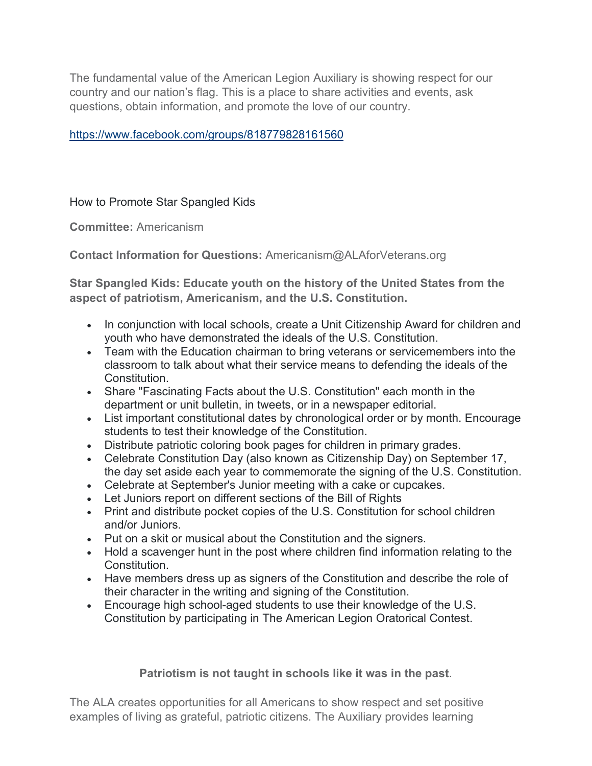The fundamental value of the American Legion Auxiliary is showing respect for our country and our nation's flag. This is a place to share activities and events, ask questions, obtain information, and promote the love of our country.

https://www.facebook.com/groups/818779828161560

How to Promote Star Spangled Kids

**Committee:** Americanism

**Contact Information for Questions:** Americanism@ALAforVeterans.org

**Star Spangled Kids: Educate youth on the history of the United States from the aspect of patriotism, Americanism, and the U.S. Constitution.**

- In conjunction with local schools, create a Unit Citizenship Award for children and youth who have demonstrated the ideals of the U.S. Constitution.
- Team with the Education chairman to bring veterans or servicemembers into the classroom to talk about what their service means to defending the ideals of the Constitution.
- Share "Fascinating Facts about the U.S. Constitution" each month in the department or unit bulletin, in tweets, or in a newspaper editorial.
- List important constitutional dates by chronological order or by month. Encourage students to test their knowledge of the Constitution.
- Distribute patriotic coloring book pages for children in primary grades.
- Celebrate Constitution Day (also known as Citizenship Day) on September 17, the day set aside each year to commemorate the signing of the U.S. Constitution.
- Celebrate at September's Junior meeting with a cake or cupcakes.
- Let Juniors report on different sections of the Bill of Rights
- Print and distribute pocket copies of the U.S. Constitution for school children and/or Juniors.
- Put on a skit or musical about the Constitution and the signers.
- Hold a scavenger hunt in the post where children find information relating to the Constitution.
- Have members dress up as signers of the Constitution and describe the role of their character in the writing and signing of the Constitution.
- Encourage high school-aged students to use their knowledge of the U.S. Constitution by participating in The American Legion Oratorical Contest.

**Patriotism is not taught in schools like it was in the past**.

The ALA creates opportunities for all Americans to show respect and set positive examples of living as grateful, patriotic citizens. The Auxiliary provides learning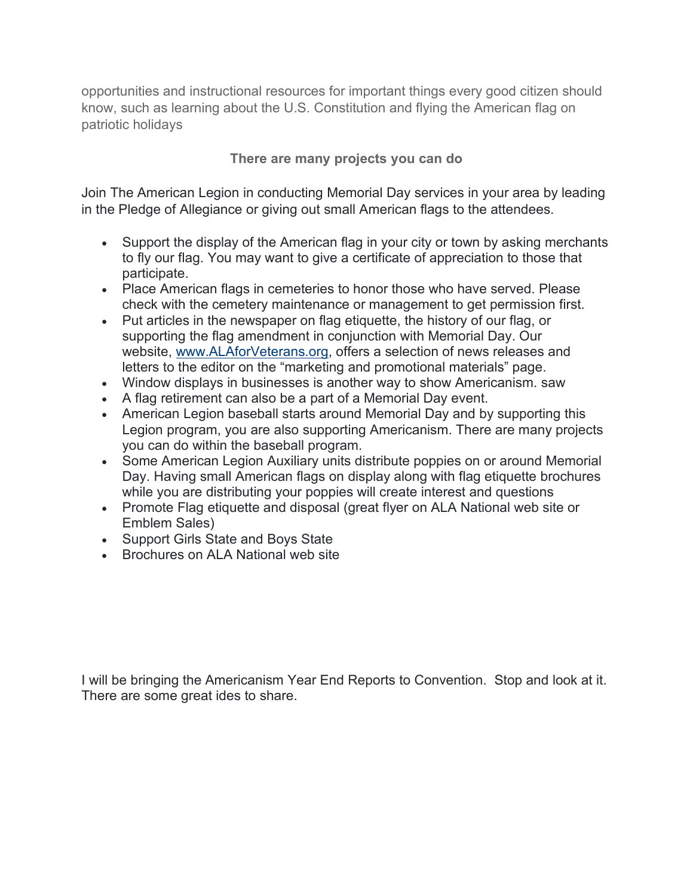opportunities and instructional resources for important things every good citizen should know, such as learning about the U.S. Constitution and flying the American flag on patriotic holidays

**There are many projects you can do**

Join The American Legion in conducting Memorial Day services in your area by leading in the Pledge of Allegiance or giving out small American flags to the attendees.

- Support the display of the American flag in your city or town by asking merchants to fly our flag. You may want to give a certificate of appreciation to those that participate.
- Place American flags in cemeteries to honor those who have served. Please check with the cemetery maintenance or management to get permission first.
- Put articles in the newspaper on flag etiquette, the history of our flag, or supporting the flag amendment in conjunction with Memorial Day. Our website, [www.ALAforVeterans.org](www.ALAforVeterans.org), offers a selection of news releases and letters to the editor on the "marketing and promotional materials" page.
- Window displays in businesses is another way to show Americanism. saw
- A flag retirement can also be a part of a Memorial Day event.
- American Legion baseball starts around Memorial Day and by supporting this Legion program, you are also supporting Americanism. There are many projects you can do within the baseball program.
- Some American Legion Auxiliary units distribute poppies on or around Memorial Day. Having small American flags on display along with flag etiquette brochures while you are distributing your poppies will create interest and questions
- Promote Flag etiquette and disposal (great flyer on ALA National web site or Emblem Sales)
- Support Girls State and Boys State
- Brochures on ALA National web site

I will be bringing the Americanism Year End Reports to Convention. Stop and look at it. There are some great ides to share.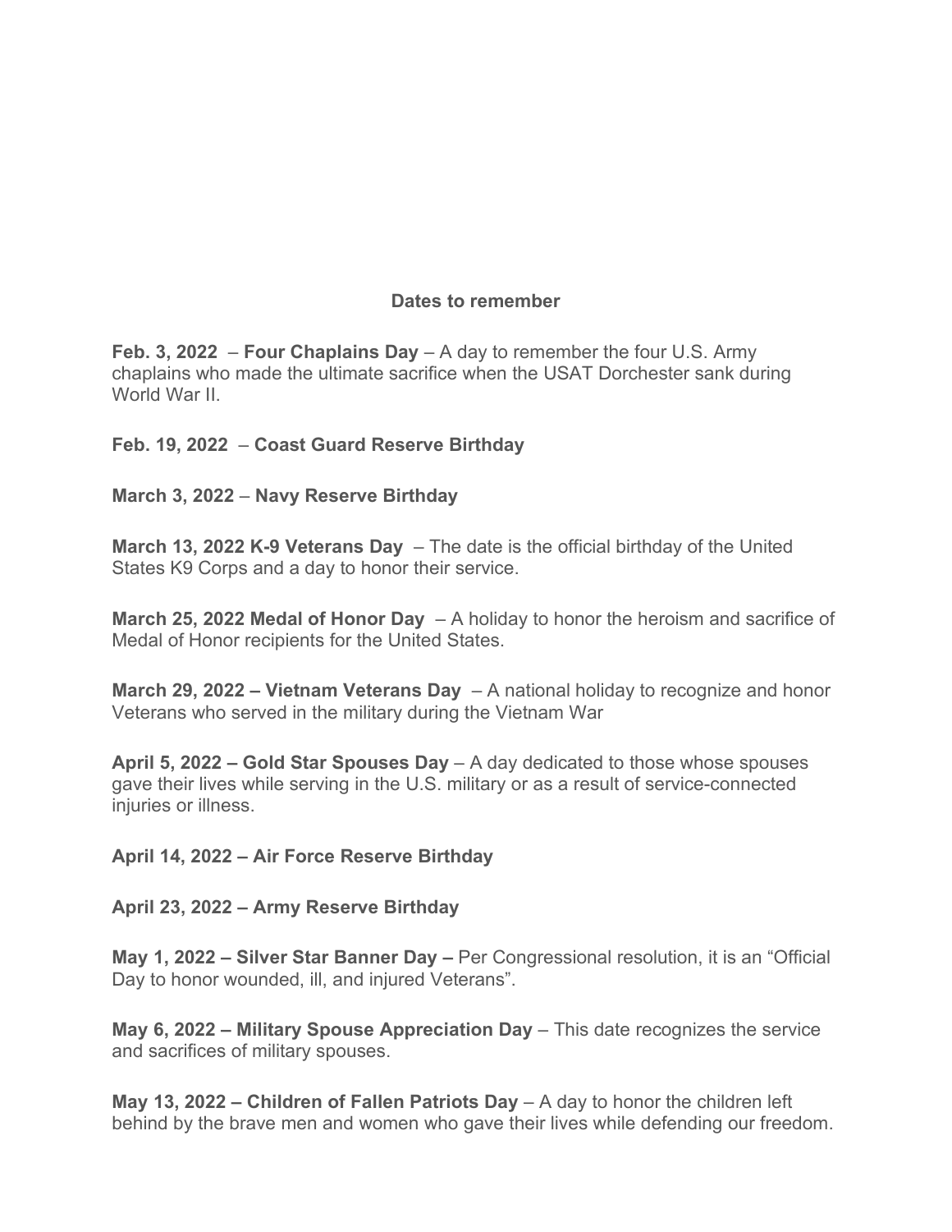**Dates to remember**

**Feb. 3, 2022** – **Four Chaplains Day** – A day to remember the four U.S. Army chaplains who made the ultimate sacrifice when the USAT Dorchester sank during World War II.

**Feb. 19, 2022** – **Coast Guard Reserve Birthday**

**March 3, 2022** – **Navy Reserve Birthday**

**March 13, 2022 K-9 Veterans Day** – The date is the official birthday of the United States K9 Corps and a day to honor their service.

**March 25, 2022 Medal of Honor Day** – A holiday to honor the heroism and sacrifice of Medal of Honor recipients for the United States.

**March 29, 2022 – Vietnam Veterans Day** – A national holiday to recognize and honor Veterans who served in the military during the Vietnam War

**April 5, 2022 – Gold Star Spouses Day** – A day dedicated to those whose spouses gave their lives while serving in the U.S. military or as a result of service-connected injuries or illness.

**April 14, 2022 – Air Force Reserve Birthday**

**April 23, 2022 – Army Reserve Birthday**

**May 1, 2022 – Silver Star Banner Day –** Per Congressional resolution, it is an "Official Day to honor wounded, ill, and injured Veterans".

**May 6, 2022 – Military Spouse Appreciation Day** – This date recognizes the service and sacrifices of military spouses.

**May 13, 2022 – Children of Fallen Patriots Day** – A day to honor the children left behind by the brave men and women who gave their lives while defending our freedom.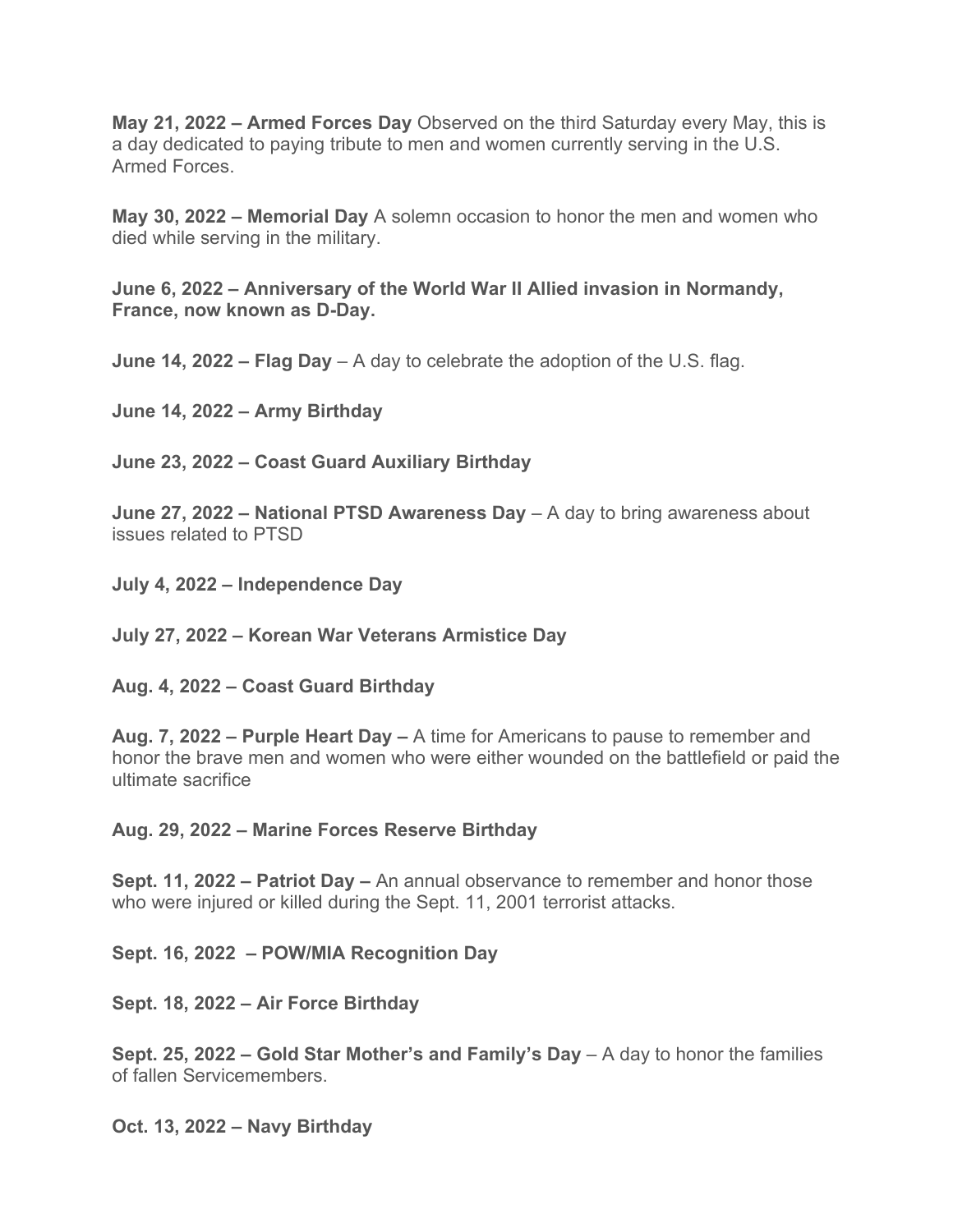**May 21, 2022 – Armed Forces Day** Observed on the third Saturday every May, this is a day dedicated to paying tribute to men and women currently serving in the U.S. Armed Forces.

**May 30, 2022 – Memorial Day** A solemn occasion to honor the men and women who died while serving in the military.

**June 6, 2022 – Anniversary of the World War II Allied invasion in Normandy, France, now known as D-Day.**

**June 14, 2022 – Flag Day** – A day to celebrate the adoption of the U.S. flag.

**June 14, 2022 – Army Birthday**

**June 23, 2022 – Coast Guard Auxiliary Birthday**

**June 27, 2022 – National PTSD Awareness Day** – A day to bring awareness about issues related to PTSD

**July 4, 2022 – Independence Day**

**July 27, 2022 – Korean War Veterans Armistice Day**

**Aug. 4, 2022 – Coast Guard Birthday**

**Aug. 7, 2022 – Purple Heart Day –** A time for Americans to pause to remember and honor the brave men and women who were either wounded on the battlefield or paid the ultimate sacrifice

**Aug. 29, 2022 – Marine Forces Reserve Birthday**

**Sept. 11, 2022 – Patriot Day –** An annual observance to remember and honor those who were injured or killed during the Sept. 11, 2001 terrorist attacks.

**Sept. 16, 2022 – POW/MIA Recognition Day**

**Sept. 18, 2022 – Air Force Birthday**

**Sept. 25, 2022 – Gold Star Mother's and Family's Day** – A day to honor the families of fallen Servicemembers.

**Oct. 13, 2022 – Navy Birthday**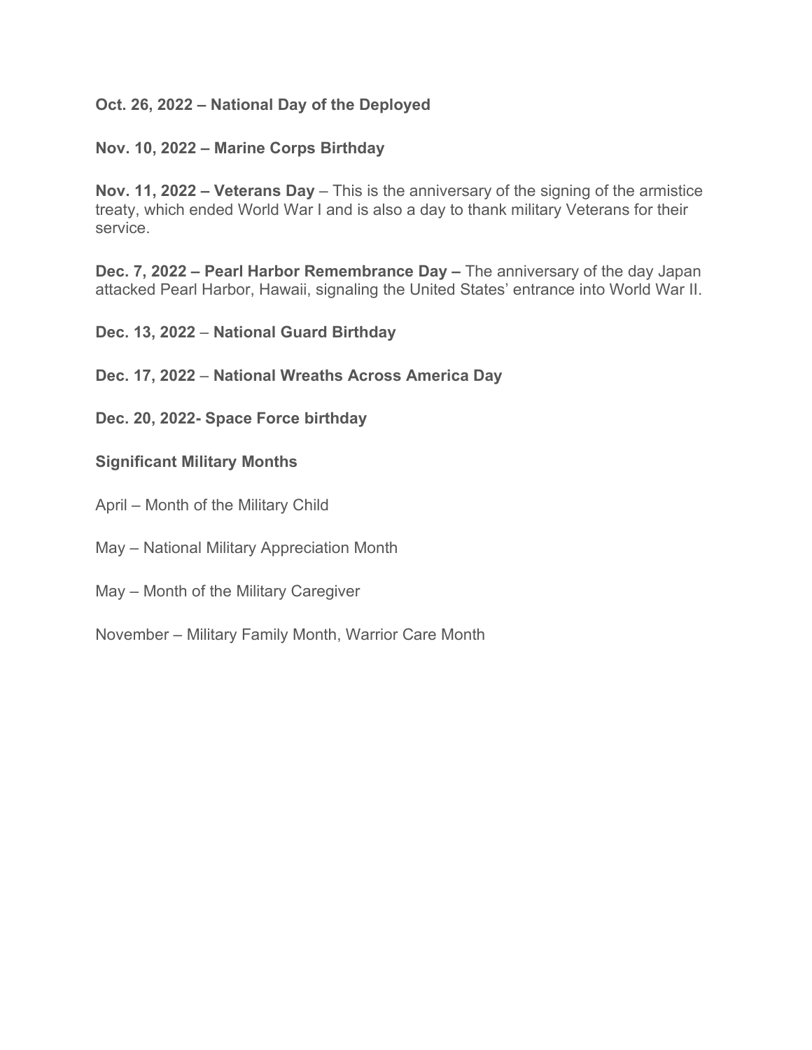**Oct. 26, 2022 – National Day of the Deployed**

**Nov. 10, 2022 – Marine Corps Birthday**

**Nov. 11, 2022 – Veterans Day** – This is the anniversary of the signing of the armistice treaty, which ended World War I and is also a day to thank military Veterans for their service.

**Dec. 7, 2022 – Pearl Harbor Remembrance Day –** The anniversary of the day Japan attacked Pearl Harbor, Hawaii, signaling the United States' entrance into World War II.

**Dec. 13, 2022** – **National Guard Birthday**

**Dec. 17, 2022** – **National Wreaths Across America Day**

**Dec. 20, 2022- Space Force birthday**

**Significant Military Months**

April – Month of the Military Child

May – National Military Appreciation Month

May – Month of the Military Caregiver

November – Military Family Month, Warrior Care Month